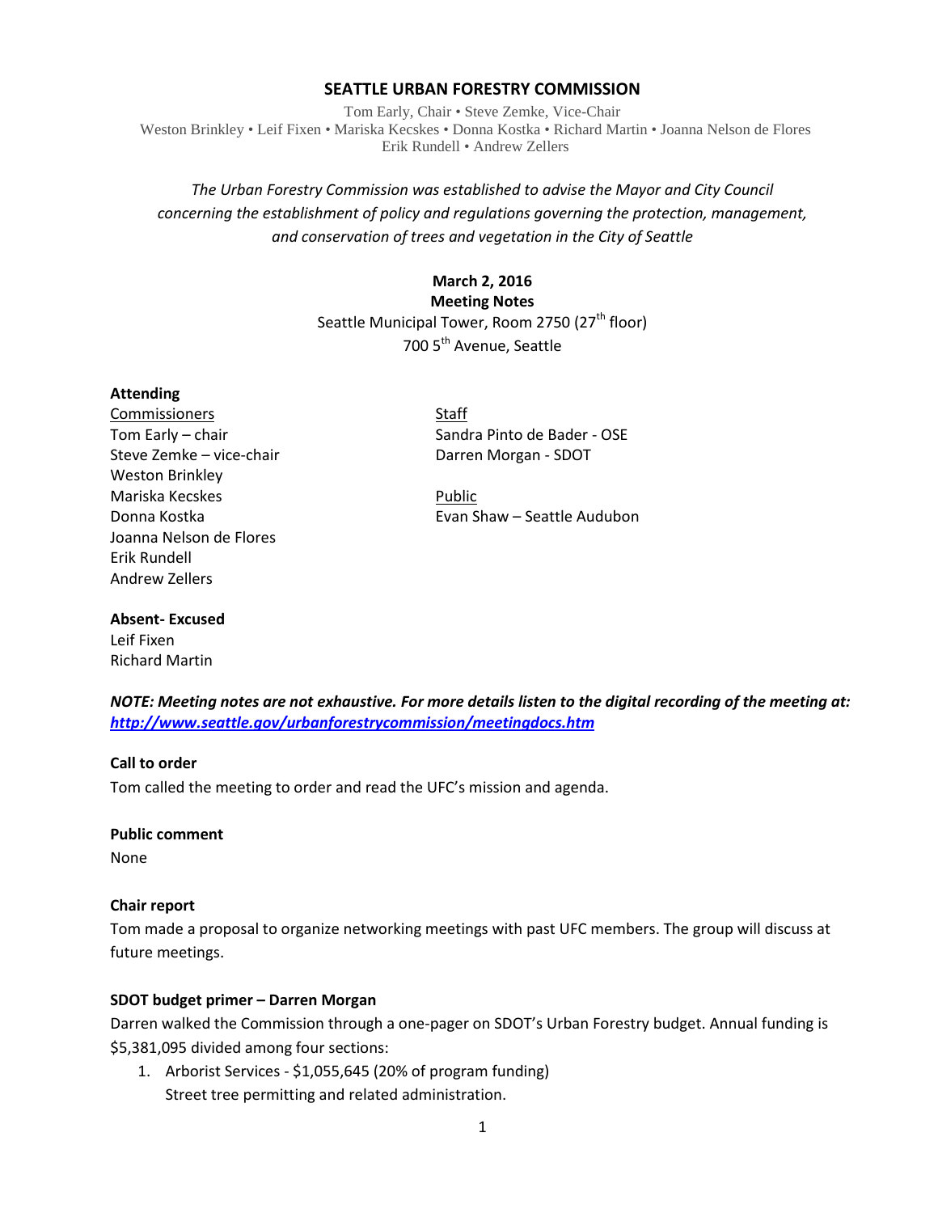# SEATTLE URBAN FORESTRY COMMISSION

Tom Early, Chair • Steve Zemke, Vice-Chair
Weston Brinkley • Leif Fixen • Mariska Kecskes • Donna Kostka • Richard Martin • Joanna Nelson de Flores
Erik Rundell • Andrew Zellers

*The Urban Forestry Commission was established to advise the Mayor and City Council concerning the establishment of policy and regulations governing the protection, management, and conservation of trees and vegetation in the City of Seattle*

**March 2, 2016**
**Meeting Notes**
Seattle Municipal Tower, Room 2750 (27th floor)
700 5th Avenue, Seattle

**Attending**

Commissioners
Tom Early – chair
Steve Zemke – vice-chair
Weston Brinkley
Mariska Kecskes
Donna Kostka
Joanna Nelson de Flores
Erik Rundell
Andrew Zellers

Staff
Sandra Pinto de Bader - OSE
Darren Morgan - SDOT

Public
Evan Shaw – Seattle Audubon

**Absent- Excused**
Leif Fixen
Richard Martin

***NOTE: Meeting notes are not exhaustive. For more details listen to the digital recording of the meeting at: http://www.seattle.gov/urbanforestrycommission/meetingdocs.htm***

**Call to order**
Tom called the meeting to order and read the UFC's mission and agenda.

**Public comment**
None

**Chair report**
Tom made a proposal to organize networking meetings with past UFC members. The group will discuss at future meetings.

**SDOT budget primer – Darren Morgan**
Darren walked the Commission through a one-pager on SDOT's Urban Forestry budget. Annual funding is $5,381,095 divided among four sections:

1. Arborist Services - $1,055,645 (20% of program funding)
   Street tree permitting and related administration.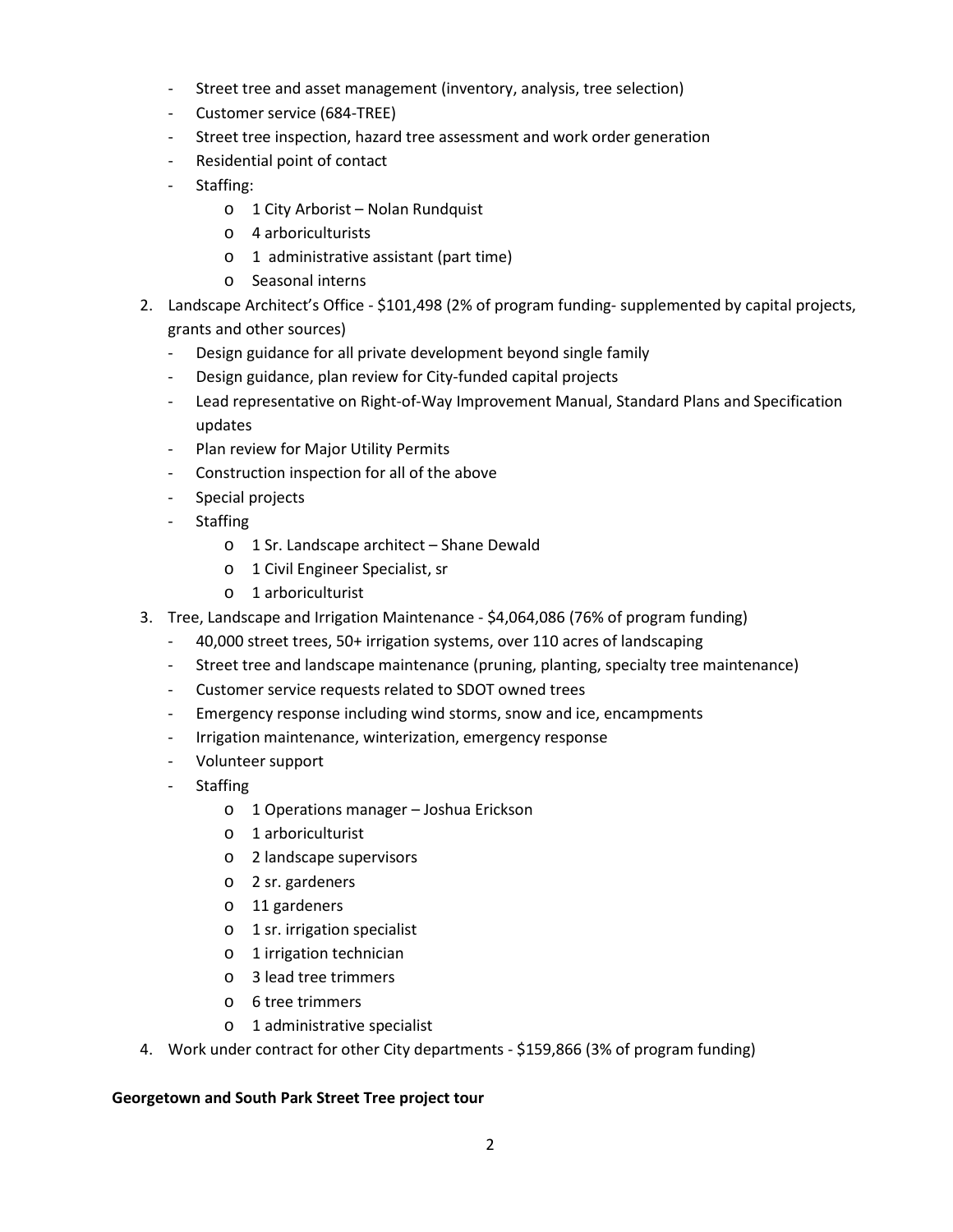- Street tree and asset management (inventory, analysis, tree selection)
- Customer service (684-TREE)
- Street tree inspection, hazard tree assessment and work order generation
- Residential point of contact
- Staffing:
  - 1 City Arborist – Nolan Rundquist
  - 4 arboriculturists
  - 1 administrative assistant (part time)
  - Seasonal interns

2. Landscape Architect's Office - $101,498 (2% of program funding- supplemented by capital projects, grants and other sources)
   - Design guidance for all private development beyond single family
   - Design guidance, plan review for City-funded capital projects
   - Lead representative on Right-of-Way Improvement Manual, Standard Plans and Specification updates
   - Plan review for Major Utility Permits
   - Construction inspection for all of the above
   - Special projects
   - Staffing
     - 1 Sr. Landscape architect – Shane Dewald
     - 1 Civil Engineer Specialist, sr
     - 1 arboriculturist
3. Tree, Landscape and Irrigation Maintenance - $4,064,086 (76% of program funding)
   - 40,000 street trees, 50+ irrigation systems, over 110 acres of landscaping
   - Street tree and landscape maintenance (pruning, planting, specialty tree maintenance)
   - Customer service requests related to SDOT owned trees
   - Emergency response including wind storms, snow and ice, encampments
   - Irrigation maintenance, winterization, emergency response
   - Volunteer support
   - Staffing
     - 1 Operations manager – Joshua Erickson
     - 1 arboriculturist
     - 2 landscape supervisors
     - 2 sr. gardeners
     - 11 gardeners
     - 1 sr. irrigation specialist
     - 1 irrigation technician
     - 3 lead tree trimmers
     - 6 tree trimmers
     - 1 administrative specialist
4. Work under contract for other City departments - $159,866 (3% of program funding)

**Georgetown and South Park Street Tree project tour**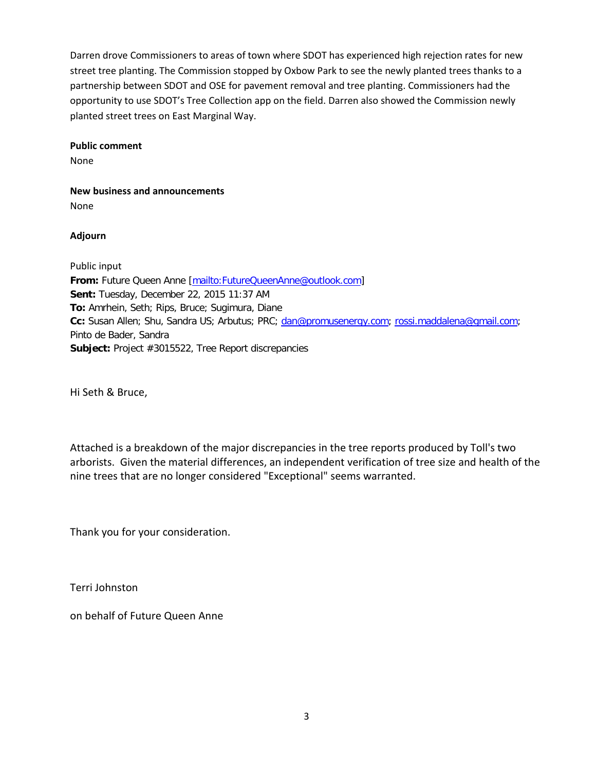Darren drove Commissioners to areas of town where SDOT has experienced high rejection rates for new street tree planting. The Commission stopped by Oxbow Park to see the newly planted trees thanks to a partnership between SDOT and OSE for pavement removal and tree planting. Commissioners had the opportunity to use SDOT's Tree Collection app on the field. Darren also showed the Commission newly planted street trees on East Marginal Way.

**Public comment**

None

**New business and announcements**

None

**Adjourn**

Public input

**From:** Future Queen Anne [mailto:FutureQueenAnne@outlook.com]
**Sent:** Tuesday, December 22, 2015 11:37 AM
**To:** Amrhein, Seth; Rips, Bruce; Sugimura, Diane
**Cc:** Susan Allen; Shu, Sandra US; Arbutus; PRC; dan@promusenergy.com; rossi.maddalena@gmail.com; Pinto de Bader, Sandra
**Subject:** Project #3015522, Tree Report discrepancies

Hi Seth & Bruce,

Attached is a breakdown of the major discrepancies in the tree reports produced by Toll's two arborists. Given the material differences, an independent verification of tree size and health of the nine trees that are no longer considered "Exceptional" seems warranted.

Thank you for your consideration.

Terri Johnston

on behalf of Future Queen Anne